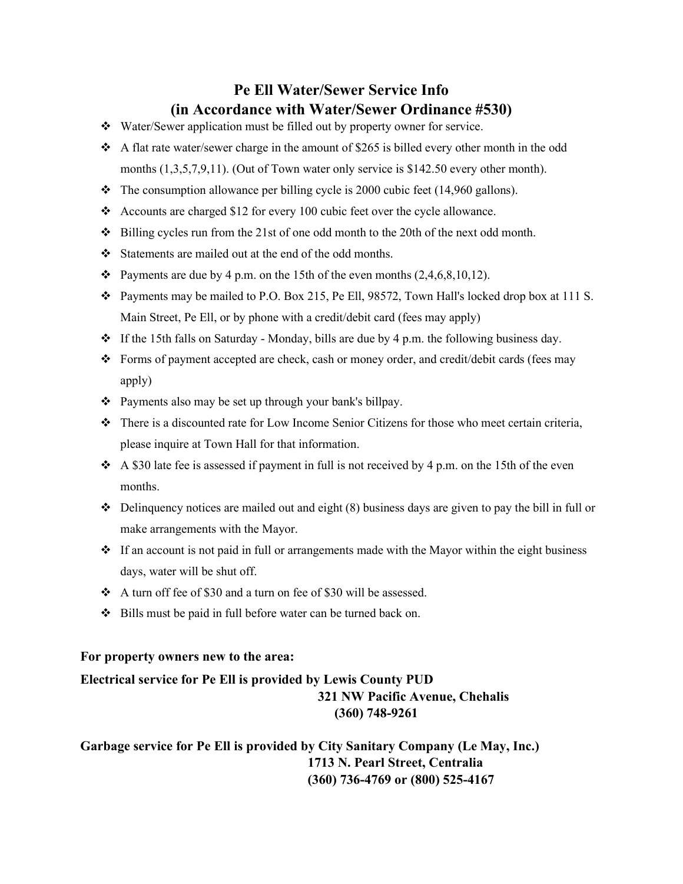# Pe Ell Water/Sewer Service Info
# (in Accordance with Water/Sewer Ordinance #530)

- Water/Sewer application must be filled out by property owner for service.
- A flat rate water/sewer charge in the amount of $265 is billed every other month in the odd months (1,3,5,7,9,11). (Out of Town water only service is $142.50 every other month).
- The consumption allowance per billing cycle is 2000 cubic feet (14,960 gallons).
- Accounts are charged $12 for every 100 cubic feet over the cycle allowance.
- Billing cycles run from the 21st of one odd month to the 20th of the next odd month.
- Statements are mailed out at the end of the odd months.
- Payments are due by 4 p.m. on the 15th of the even months (2,4,6,8,10,12).
- Payments may be mailed to P.O. Box 215, Pe Ell, 98572, Town Hall's locked drop box at 111 S. Main Street, Pe Ell, or by phone with a credit/debit card (fees may apply)
- If the 15th falls on Saturday - Monday, bills are due by 4 p.m. the following business day.
- Forms of payment accepted are check, cash or money order, and credit/debit cards (fees may apply)
- Payments also may be set up through your bank's billpay.
- There is a discounted rate for Low Income Senior Citizens for those who meet certain criteria, please inquire at Town Hall for that information.
- A $30 late fee is assessed if payment in full is not received by 4 p.m. on the 15th of the even months.
- Delinquency notices are mailed out and eight (8) business days are given to pay the bill in full or make arrangements with the Mayor.
- If an account is not paid in full or arrangements made with the Mayor within the eight business days, water will be shut off.
- A turn off fee of $30 and a turn on fee of $30 will be assessed.
- Bills must be paid in full before water can be turned back on.

**For property owners new to the area:**

**Electrical service for Pe Ell is provided by Lewis County PUD**
**321 NW Pacific Avenue, Chehalis**
**(360) 748-9261**

**Garbage service for Pe Ell is provided by City Sanitary Company (Le May, Inc.)**
**1713 N. Pearl Street, Centralia**
**(360) 736-4769 or (800) 525-4167**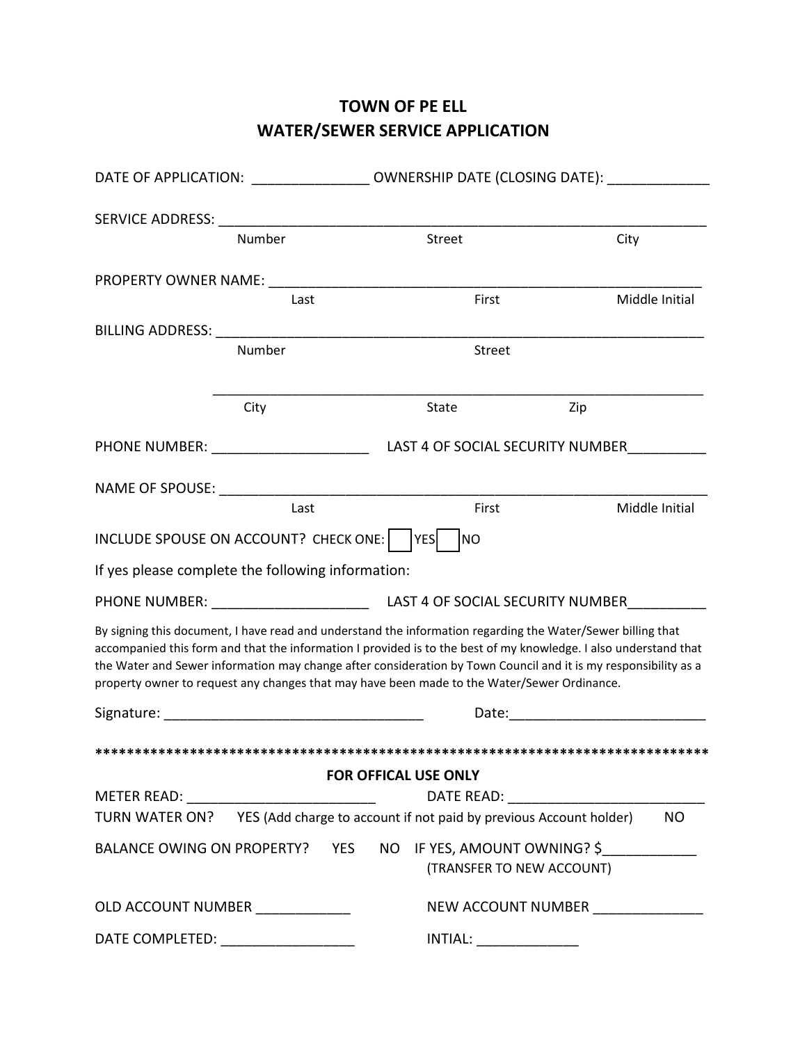# TOWN OF PE ELL
# WATER/SEWER SERVICE APPLICATION

DATE OF APPLICATION: _______________ OWNERSHIP DATE (CLOSING DATE): _____________

SERVICE ADDRESS: _________________________________________________________________
Number Street City

PROPERTY OWNER NAME: _________________________________________________________
Last First Middle Initial

BILLING ADDRESS: _________________________________________________________________
Number Street

_________________________________________________________________
City State Zip

PHONE NUMBER: ____________________ LAST 4 OF SOCIAL SECURITY NUMBER__________

NAME OF SPOUSE: _________________________________________________________________
Last First Middle Initial

INCLUDE SPOUSE ON ACCOUNT? CHECK ONE: ☐ YES ☐ NO

If yes please complete the following information:

PHONE NUMBER: ____________________ LAST 4 OF SOCIAL SECURITY NUMBER__________

By signing this document, I have read and understand the information regarding the Water/Sewer billing that accompanied this form and that the information I provided is to the best of my knowledge. I also understand that the Water and Sewer information may change after consideration by Town Council and it is my responsibility as a property owner to request any changes that may have been made to the Water/Sewer Ordinance.

Signature: _________________________________ Date:_________________________

*********************************************************************************

**FOR OFFICAL USE ONLY**

METER READ: ________________________ DATE READ: _________________________

TURN WATER ON? YES (Add charge to account if not paid by previous Account holder) NO

BALANCE OWING ON PROPERTY? YES NO IF YES, AMOUNT OWNING? $____________
(TRANSFER TO NEW ACCOUNT)

OLD ACCOUNT NUMBER ____________ NEW ACCOUNT NUMBER ______________

DATE COMPLETED: _________________ INTIAL: _____________